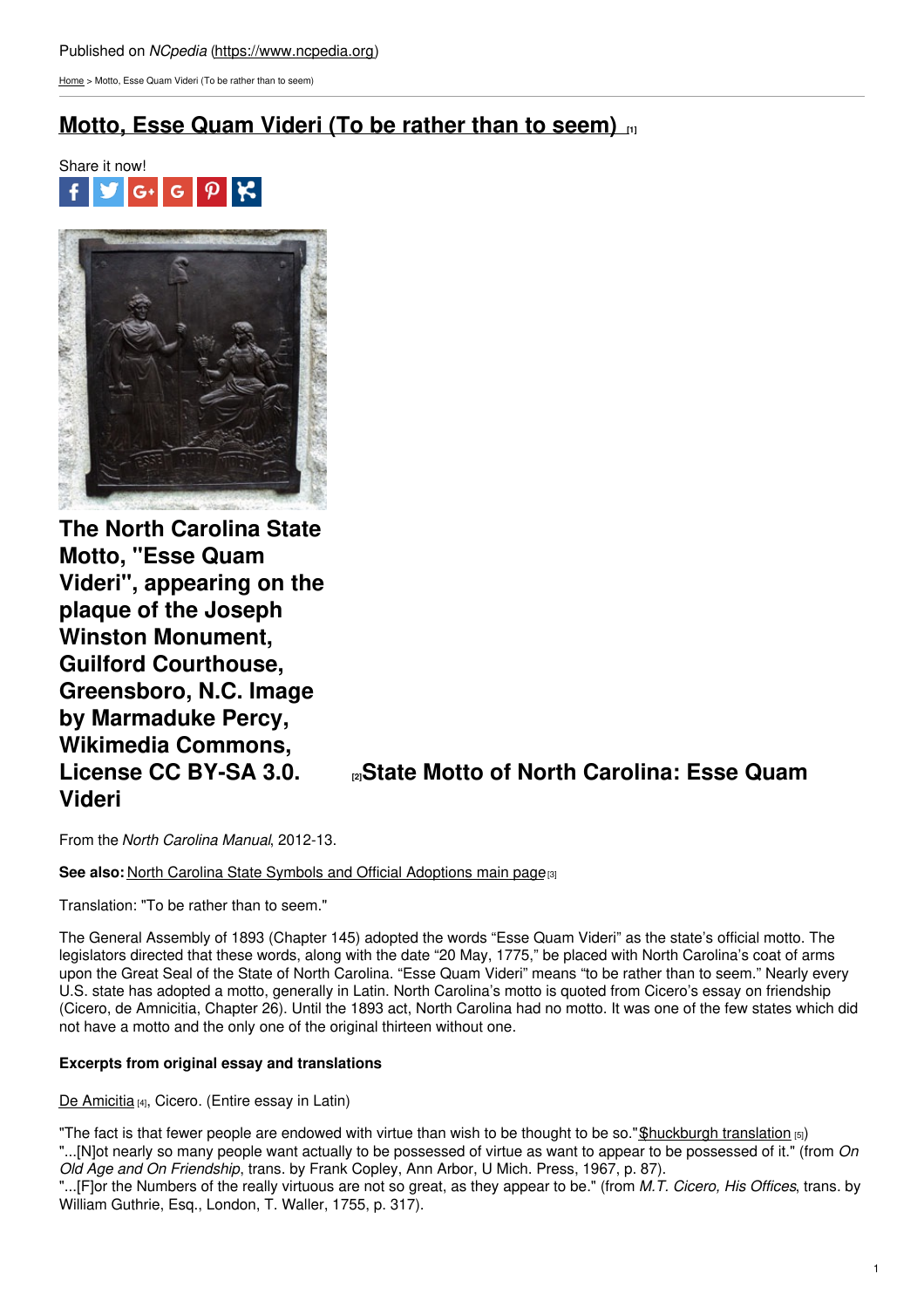Published on *NCpedia* (https://www.ncpedia.org)

Home > Motto, Esse Quam Videri (To be rather than to seem)

# Motto, Esse Quam Videri (To be rather than to seem) [1]

Share it now!

**The North Carolina State Motto, "Esse Quam Videri", appearing on the plaque of the Joseph Winston Monument, Guilford Courthouse, Greensboro, N.C. Image by Marmaduke Percy, Wikimedia Commons, License CC BY-SA 3.0.** [2]

## State Motto of North Carolina: Esse Quam Videri

From the *North Carolina Manual*, 2012-13.

**See also:** North Carolina State Symbols and Official Adoptions main page [3]

Translation: "To be rather than to seem."

The General Assembly of 1893 (Chapter 145) adopted the words "Esse Quam Videri" as the state's official motto. The legislators directed that these words, along with the date "20 May, 1775," be placed with North Carolina's coat of arms upon the Great Seal of the State of North Carolina. "Esse Quam Videri" means "to be rather than to seem." Nearly every U.S. state has adopted a motto, generally in Latin. North Carolina's motto is quoted from Cicero's essay on friendship (Cicero, de Amnicitia, Chapter 26). Until the 1893 act, North Carolina had no motto. It was one of the few states which did not have a motto and the only one of the original thirteen without one.

#### Excerpts from original essay and translations

De Amicitia [4], Cicero. (Entire essay in Latin)

"The fact is that fewer people are endowed with virtue than wish to be thought to be so."(Shuckburgh translation [5])
"...[N]ot nearly so many people want actually to be possessed of virtue as want to appear to be possessed of it." (from *On Old Age and On Friendship*, trans. by Frank Copley, Ann Arbor, U Mich. Press, 1967, p. 87).
"...[F]or the Numbers of the really virtuous are not so great, as they appear to be." (from *M.T. Cicero, His Offices*, trans. by William Guthrie, Esq., London, T. Waller, 1755, p. 317).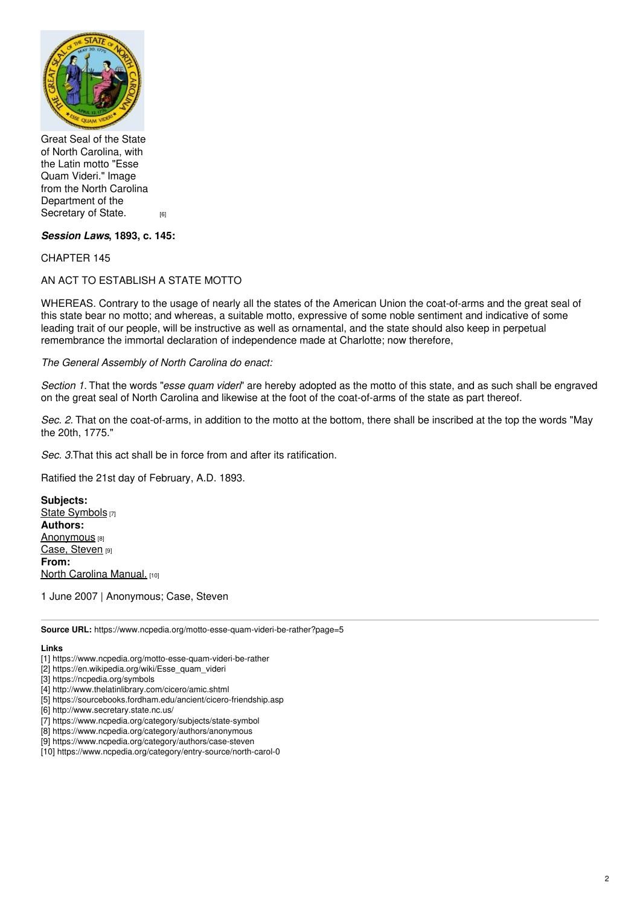Great Seal of the State of North Carolina, with the Latin motto "Esse Quam Videri." Image from the North Carolina Department of the Secretary of State. [6]

***Session Laws*, 1893, c. 145:**

CHAPTER 145

AN ACT TO ESTABLISH A STATE MOTTO

WHEREAS. Contrary to the usage of nearly all the states of the American Union the coat-of-arms and the great seal of this state bear no motto; and whereas, a suitable motto, expressive of some noble sentiment and indicative of some leading trait of our people, will be instructive as well as ornamental, and the state should also keep in perpetual remembrance the immortal declaration of independence made at Charlotte; now therefore,

*The General Assembly of North Carolina do enact:*

*Section 1.* That the words "*esse quam videri*" are hereby adopted as the motto of this state, and as such shall be engraved on the great seal of North Carolina and likewise at the foot of the coat-of-arms of the state as part thereof.

*Sec. 2.* That on the coat-of-arms, in addition to the motto at the bottom, there shall be inscribed at the top the words "May the 20th, 1775."

*Sec. 3.*That this act shall be in force from and after its ratification.

Ratified the 21st day of February, A.D. 1893.

**Subjects:**
State Symbols [7]
**Authors:**
Anonymous [8]
Case, Steven [9]
**From:**
North Carolina Manual. [10]

1 June 2007 | Anonymous; Case, Steven

**Source URL:** https://www.ncpedia.org/motto-esse-quam-videri-be-rather?page=5

**Links**
[1] https://www.ncpedia.org/motto-esse-quam-videri-be-rather
[2] https://en.wikipedia.org/wiki/Esse_quam_videri
[3] https://ncpedia.org/symbols
[4] http://www.thelatinlibrary.com/cicero/amic.shtml
[5] https://sourcebooks.fordham.edu/ancient/cicero-friendship.asp
[6] http://www.secretary.state.nc.us/
[7] https://www.ncpedia.org/category/subjects/state-symbol
[8] https://www.ncpedia.org/category/authors/anonymous
[9] https://www.ncpedia.org/category/authors/case-steven
[10] https://www.ncpedia.org/category/entry-source/north-carol-0